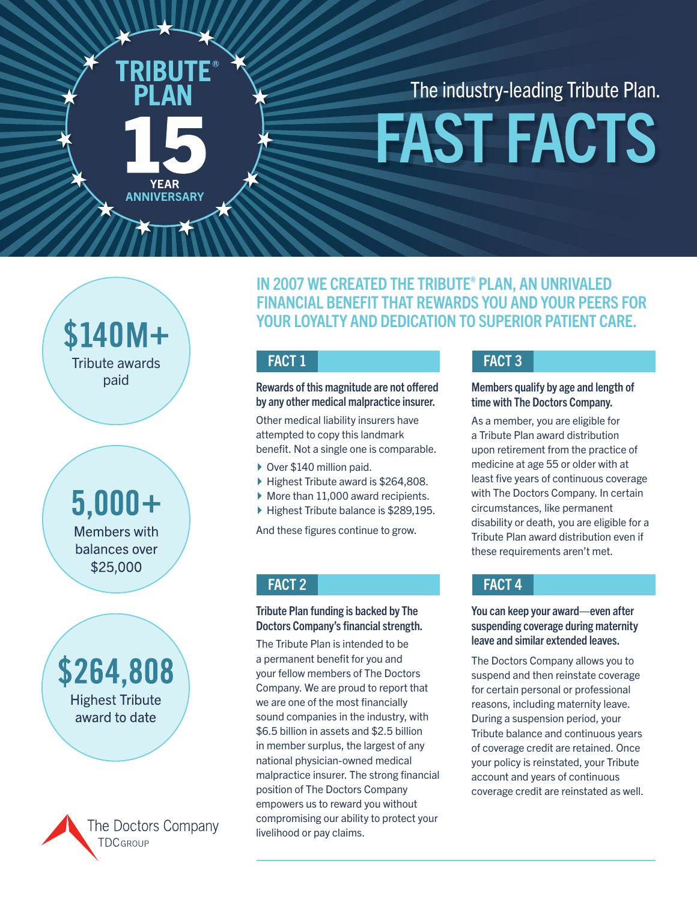**TRIBUTE® PLAN**
**15 YEAR ANNIVERSARY**

The industry-leading Tribute Plan.

# FAST FACTS

**$140M+**
Tribute awards paid

**5,000+**
Members with balances over $25,000

**$264,808**
Highest Tribute award to date

The Doctors Company
TDCGROUP

## IN 2007 WE CREATED THE TRIBUTE® PLAN, AN UNRIVALED FINANCIAL BENEFIT THAT REWARDS YOU AND YOUR PEERS FOR YOUR LOYALTY AND DEDICATION TO SUPERIOR PATIENT CARE.

### FACT 1

**Rewards of this magnitude are not offered by any other medical malpractice insurer.**

Other medical liability insurers have attempted to copy this landmark benefit. Not a single one is comparable.

- Over $140 million paid.
- Highest Tribute award is $264,808.
- More than 11,000 award recipients.
- Highest Tribute balance is $289,195.

And these figures continue to grow.

### FACT 2

**Tribute Plan funding is backed by The Doctors Company's financial strength.**

The Tribute Plan is intended to be a permanent benefit for you and your fellow members of The Doctors Company. We are proud to report that we are one of the most financially sound companies in the industry, with $6.5 billion in assets and $2.5 billion in member surplus, the largest of any national physician-owned medical malpractice insurer. The strong financial position of The Doctors Company empowers us to reward you without compromising our ability to protect your livelihood or pay claims.

### FACT 3

**Members qualify by age and length of time with The Doctors Company.**

As a member, you are eligible for a Tribute Plan award distribution upon retirement from the practice of medicine at age 55 or older with at least five years of continuous coverage with The Doctors Company. In certain circumstances, like permanent disability or death, you are eligible for a Tribute Plan award distribution even if these requirements aren't met.

### FACT 4

**You can keep your award—even after suspending coverage during maternity leave and similar extended leaves.**

The Doctors Company allows you to suspend and then reinstate coverage for certain personal or professional reasons, including maternity leave. During a suspension period, your Tribute balance and continuous years of coverage credit are retained. Once your policy is reinstated, your Tribute account and years of continuous coverage credit are reinstated as well.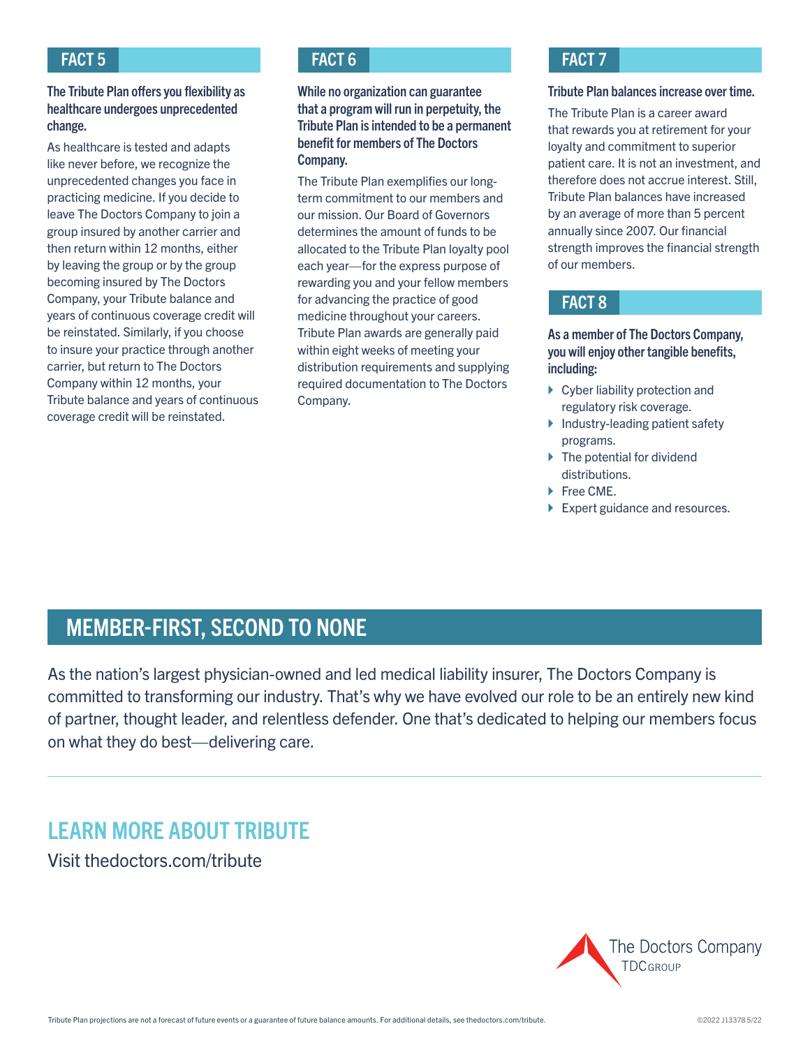## FACT 5

**The Tribute Plan offers you flexibility as healthcare undergoes unprecedented change.**

As healthcare is tested and adapts like never before, we recognize the unprecedented changes you face in practicing medicine. If you decide to leave The Doctors Company to join a group insured by another carrier and then return within 12 months, either by leaving the group or by the group becoming insured by The Doctors Company, your Tribute balance and years of continuous coverage credit will be reinstated. Similarly, if you choose to insure your practice through another carrier, but return to The Doctors Company within 12 months, your Tribute balance and years of continuous coverage credit will be reinstated.

## FACT 6

**While no organization can guarantee that a program will run in perpetuity, the Tribute Plan is intended to be a permanent benefit for members of The Doctors Company.**

The Tribute Plan exemplifies our long-term commitment to our members and our mission. Our Board of Governors determines the amount of funds to be allocated to the Tribute Plan loyalty pool each year—for the express purpose of rewarding you and your fellow members for advancing the practice of good medicine throughout your careers. Tribute Plan awards are generally paid within eight weeks of meeting your distribution requirements and supplying required documentation to The Doctors Company.

## FACT 7

**Tribute Plan balances increase over time.**

The Tribute Plan is a career award that rewards you at retirement for your loyalty and commitment to superior patient care. It is not an investment, and therefore does not accrue interest. Still, Tribute Plan balances have increased by an average of more than 5 percent annually since 2007. Our financial strength improves the financial strength of our members.

## FACT 8

**As a member of The Doctors Company, you will enjoy other tangible benefits, including:**

- Cyber liability protection and regulatory risk coverage.
- Industry-leading patient safety programs.
- The potential for dividend distributions.
- Free CME.
- Expert guidance and resources.

## MEMBER-FIRST, SECOND TO NONE

As the nation's largest physician-owned and led medical liability insurer, The Doctors Company is committed to transforming our industry. That's why we have evolved our role to be an entirely new kind of partner, thought leader, and relentless defender. One that's dedicated to helping our members focus on what they do best—delivering care.

## LEARN MORE ABOUT TRIBUTE

Visit thedoctors.com/tribute

The Doctors Company
TDCGROUP

Tribute Plan projections are not a forecast of future events or a guarantee of future balance amounts. For additional details, see thedoctors.com/tribute.

©2022 J13378 5/22